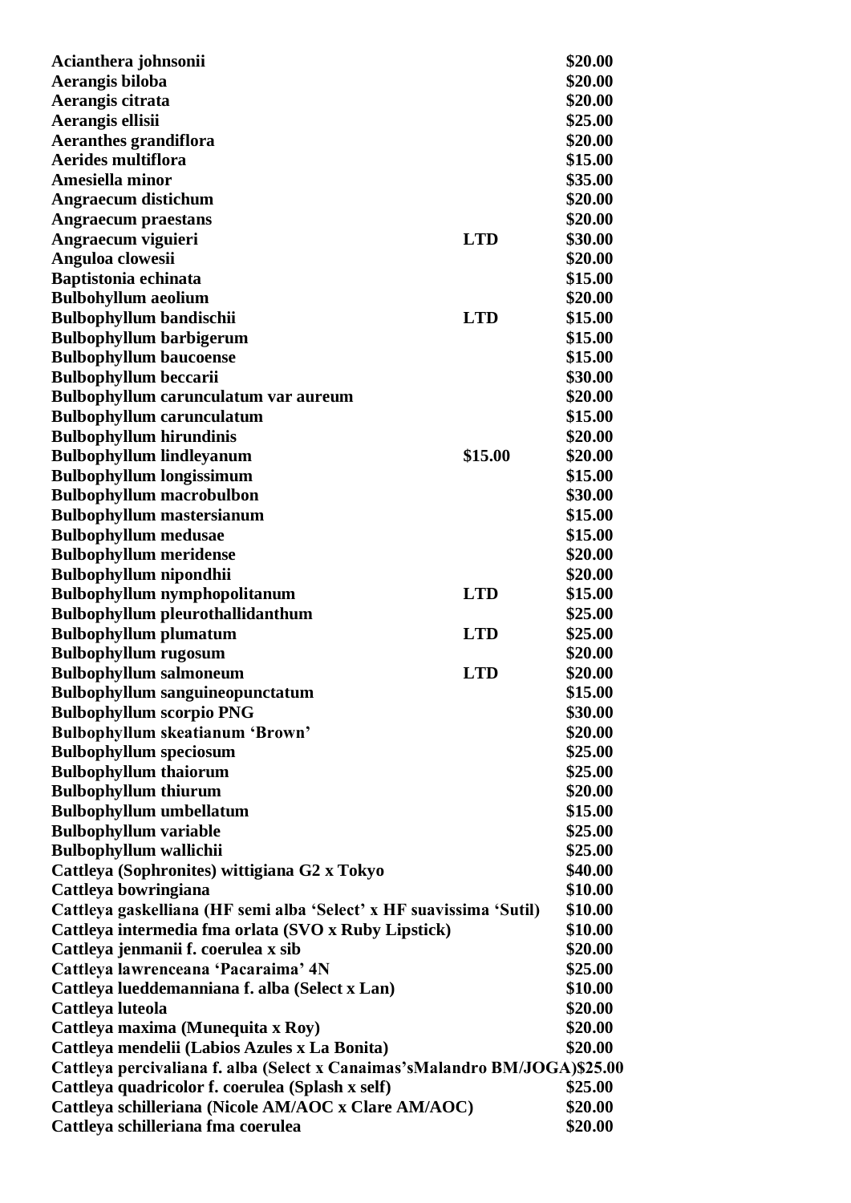| | | |
|---|---|---|
| **Acianthera johnsonii** | | **$20.00** |
| **Aerangis biloba** | | **$20.00** |
| **Aerangis citrata** | | **$20.00** |
| **Aerangis ellisii** | | **$25.00** |
| **Aeranthes grandiflora** | | **$20.00** |
| **Aerides multiflora** | | **$15.00** |
| **Amesiella minor** | | **$35.00** |
| **Angraecum distichum** | | **$20.00** |
| **Angraecum praestans** | | **$20.00** |
| **Angraecum viguieri** | **LTD** | **$30.00** |
| **Anguloa clowesii** | | **$20.00** |
| **Baptistonia echinata** | | **$15.00** |
| **Bulbohyllum aeolium** | | **$20.00** |
| **Bulbophyllum bandischii** | **LTD** | **$15.00** |
| **Bulbophyllum barbigerum** | | **$15.00** |
| **Bulbophyllum baucoense** | | **$15.00** |
| **Bulbophyllum beccarii** | | **$30.00** |
| **Bulbophyllum carunculatum var aureum** | | **$20.00** |
| **Bulbophyllum carunculatum** | | **$15.00** |
| **Bulbophyllum hirundinis** | | **$20.00** |
| **Bulbophyllum lindleyanum** | **$15.00** | **$20.00** |
| **Bulbophyllum longissimum** | | **$15.00** |
| **Bulbophyllum macrobulbon** | | **$30.00** |
| **Bulbophyllum mastersianum** | | **$15.00** |
| **Bulbophyllum medusae** | | **$15.00** |
| **Bulbophyllum meridense** | | **$20.00** |
| **Bulbophyllum nipondhii** | | **$20.00** |
| **Bulbophyllum nymphopolitanum** | **LTD** | **$15.00** |
| **Bulbophyllum pleurothallidanthum** | | **$25.00** |
| **Bulbophyllum plumatum** | **LTD** | **$25.00** |
| **Bulbophyllum rugosum** | | **$20.00** |
| **Bulbophyllum salmoneum** | **LTD** | **$20.00** |
| **Bulbophyllum sanguineopunctatum** | | **$15.00** |
| **Bulbophyllum scorpio PNG** | | **$30.00** |
| **Bulbophyllum skeatianum 'Brown'** | | **$20.00** |
| **Bulbophyllum speciosum** | | **$25.00** |
| **Bulbophyllum thaiorum** | | **$25.00** |
| **Bulbophyllum thiurum** | | **$20.00** |
| **Bulbophyllum umbellatum** | | **$15.00** |
| **Bulbophyllum variable** | | **$25.00** |
| **Bulbophyllum wallichii** | | **$25.00** |
| **Cattleya (Sophronites) wittigiana G2 x Tokyo** | | **$40.00** |
| **Cattleya bowringiana** | | **$10.00** |
| **Cattleya gaskelliana (HF semi alba 'Select' x HF suavissima 'Sutil)** | | **$10.00** |
| **Cattleya intermedia fma orlata (SVO x Ruby Lipstick)** | | **$10.00** |
| **Cattleya jenmanii f. coerulea x sib** | | **$20.00** |
| **Cattleya lawrenceana 'Pacaraima' 4N** | | **$25.00** |
| **Cattleya lueddemanniana f. alba (Select x Lan)** | | **$10.00** |
| **Cattleya luteola** | | **$20.00** |
| **Cattleya maxima (Munequita x Roy)** | | **$20.00** |
| **Cattleya mendelii (Labios Azules x La Bonita)** | | **$20.00** |
| **Cattleya percivaliana f. alba (Select x Canaimas'sMalandro BM/JOGA)** | | **$25.00** |
| **Cattleya quadricolor f. coerulea (Splash x self)** | | **$25.00** |
| **Cattleya schilleriana (Nicole AM/AOC x Clare AM/AOC)** | | **$20.00** |
| **Cattleya schilleriana fma coerulea** | | **$20.00** |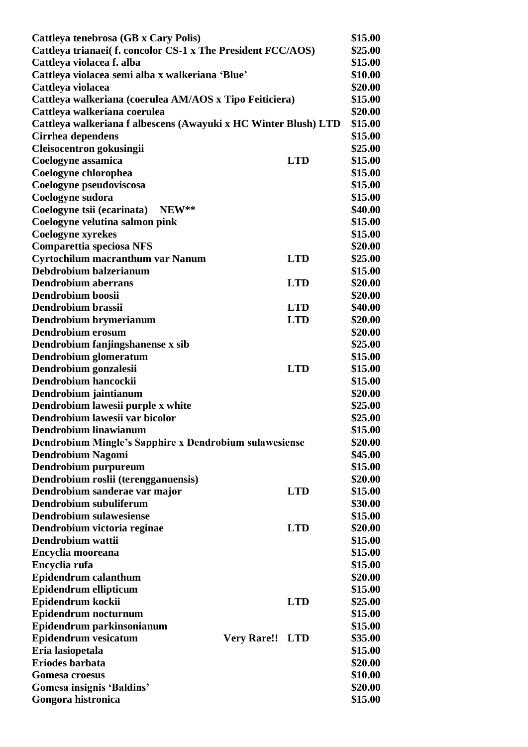| | | |
|---|---|---|
| **Cattleya tenebrosa (GB x Cary Polis)** | | **$15.00** |
| **Cattleya trianaei( f. concolor CS-1 x The President FCC/AOS)** | | **$25.00** |
| **Cattleya violacea f. alba** | | **$15.00** |
| **Cattleya violacea semi alba x walkeriana 'Blue'** | | **$10.00** |
| **Cattleya violacea** | | **$20.00** |
| **Cattleya walkeriana (coerulea AM/AOS x Tipo Feiticiera)** | | **$15.00** |
| **Cattleya walkeriana coerulea** | | **$20.00** |
| **Cattleya walkeriana f albescens (Awayuki x HC Winter Blush) LTD** | | **$15.00** |
| **Cirrhea dependens** | | **$15.00** |
| **Cleisocentron gokusingii** | | **$25.00** |
| **Coelogyne assamica** | **LTD** | **$15.00** |
| **Coelogyne chlorophea** | | **$15.00** |
| **Coelogyne pseudoviscosa** | | **$15.00** |
| **Coelogyne sudora** | | **$15.00** |
| **Coelogyne tsii (ecarinata) NEW**** | | **$40.00** |
| **Coelogyne velutina salmon pink** | | **$15.00** |
| **Coelogyne xyrekes** | | **$15.00** |
| **Comparettia speciosa NFS** | | **$20.00** |
| **Cyrtochilum macranthum var Nanum** | **LTD** | **$25.00** |
| **Debdrobium balzerianum** | | **$15.00** |
| **Dendrobium aberrans** | **LTD** | **$20.00** |
| **Dendrobium boosii** | | **$20.00** |
| **Dendrobium brassii** | **LTD** | **$40.00** |
| **Dendrobium brymerianum** | **LTD** | **$20.00** |
| **Dendrobium erosum** | | **$20.00** |
| **Dendrobium fanjingshanense x sib** | | **$25.00** |
| **Dendrobium glomeratum** | | **$15.00** |
| **Dendrobium gonzalesii** | **LTD** | **$15.00** |
| **Dendrobium hancockii** | | **$15.00** |
| **Dendrobium jaintianum** | | **$20.00** |
| **Dendrobium lawesii purple x white** | | **$25.00** |
| **Dendrobium lawesii var bicolor** | | **$25.00** |
| **Dendrobium linawianum** | | **$15.00** |
| **Dendrobium Mingle's Sapphire x Dendrobium sulawesiense** | | **$20.00** |
| **Dendrobium Nagomi** | | **$45.00** |
| **Dendrobium purpureum** | | **$15.00** |
| **Dendrobium roslii (terengganuensis)** | | **$20.00** |
| **Dendrobium sanderae var major** | **LTD** | **$15.00** |
| **Dendrobium subuliferum** | | **$30.00** |
| **Dendrobium sulawesiense** | | **$15.00** |
| **Dendrobium victoria reginae** | **LTD** | **$20.00** |
| **Dendrobium wattii** | | **$15.00** |
| **Encyclia mooreana** | | **$15.00** |
| **Encyclia rufa** | | **$15.00** |
| **Epidendrum calanthum** | | **$20.00** |
| **Epidendrum ellipticum** | | **$15.00** |
| **Epidendrum kockii** | **LTD** | **$25.00** |
| **Epidendrum nocturnum** | | **$15.00** |
| **Epidendrum parkinsonianum** | | **$15.00** |
| **Epidendrum vesicatum** | **Very Rare!! LTD** | **$35.00** |
| **Eria lasiopetala** | | **$15.00** |
| **Eriodes barbata** | | **$20.00** |
| **Gomesa croesus** | | **$10.00** |
| **Gomesa insignis 'Baldins'** | | **$20.00** |
| **Gongora histronica** | | **$15.00** |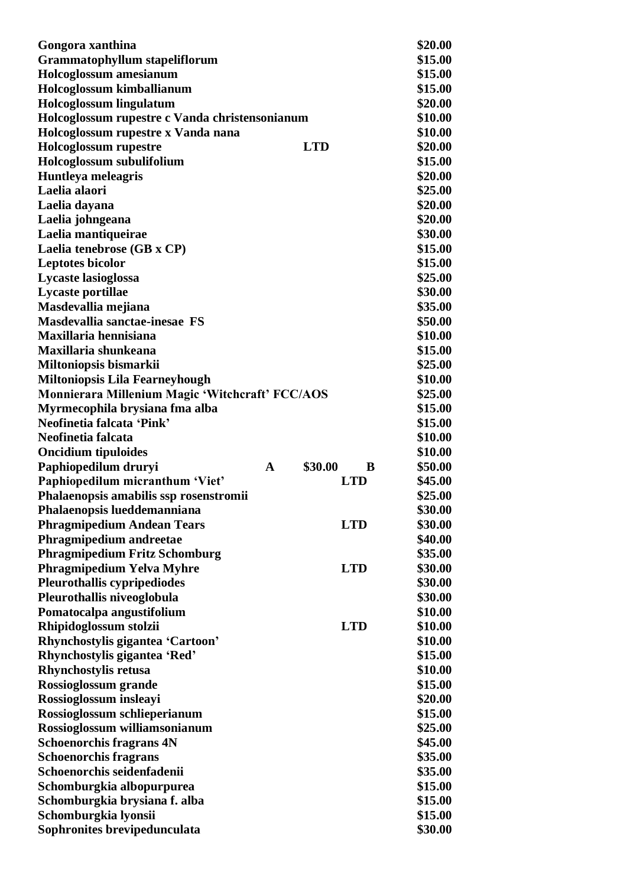| | | |
|---|---|---|
| **Gongora xanthina** | | **$20.00** |
| **Grammatophyllum stapeliflorum** | | **$15.00** |
| **Holcoglossum amesianum** | | **$15.00** |
| **Holcoglossum kimballianum** | | **$15.00** |
| **Holcoglossum lingulatum** | | **$20.00** |
| **Holcoglossum rupestre c Vanda christensonianum** | | **$10.00** |
| **Holcoglossum rupestre x Vanda nana** | | **$10.00** |
| **Holcoglossum rupestre** | **LTD** | **$20.00** |
| **Holcoglossum subulifolium** | | **$15.00** |
| **Huntleya meleagris** | | **$20.00** |
| **Laelia alaori** | | **$25.00** |
| **Laelia dayana** | | **$20.00** |
| **Laelia johngeana** | | **$20.00** |
| **Laelia mantiqueirae** | | **$30.00** |
| **Laelia tenebrose (GB x CP)** | | **$15.00** |
| **Leptotes bicolor** | | **$15.00** |
| **Lycaste lasioglossa** | | **$25.00** |
| **Lycaste portillae** | | **$30.00** |
| **Masdevallia mejiana** | | **$35.00** |
| **Masdevallia sanctae-inesae FS** | | **$50.00** |
| **Maxillaria hennisiana** | | **$10.00** |
| **Maxillaria shunkeana** | | **$15.00** |
| **Miltoniopsis bismarkii** | | **$25.00** |
| **Miltoniopsis Lila Fearneyhough** | | **$10.00** |
| **Monnierara Millenium Magic 'Witchcraft' FCC/AOS** | | **$25.00** |
| **Myrmecophila brysiana fma alba** | | **$15.00** |
| **Neofinetia falcata 'Pink'** | | **$15.00** |
| **Neofinetia falcata** | | **$10.00** |
| **Oncidium tipuloides** | | **$10.00** |
| **Paphiopedilum druryi** | **A $30.00 B** | **$50.00** |
| **Paphiopedilum micranthum 'Viet'** | **LTD** | **$45.00** |
| **Phalaenopsis amabilis ssp rosenstromii** | | **$25.00** |
| **Phalaenopsis lueddemanniana** | | **$30.00** |
| **Phragmipedium Andean Tears** | **LTD** | **$30.00** |
| **Phragmipedium andreetae** | | **$40.00** |
| **Phragmipedium Fritz Schomburg** | | **$35.00** |
| **Phragmipedium Yelva Myhre** | **LTD** | **$30.00** |
| **Pleurothallis cypripediodes** | | **$30.00** |
| **Pleurothallis niveoglobula** | | **$30.00** |
| **Pomatocalpa angustifolium** | | **$10.00** |
| **Rhipidoglossum stolzii** | **LTD** | **$10.00** |
| **Rhynchostylis gigantea 'Cartoon'** | | **$10.00** |
| **Rhynchostylis gigantea 'Red'** | | **$15.00** |
| **Rhynchostylis retusa** | | **$10.00** |
| **Rossioglossum grande** | | **$15.00** |
| **Rossioglossum insleayi** | | **$20.00** |
| **Rossioglossum schlieperianum** | | **$15.00** |
| **Rossioglossum williamsonianum** | | **$25.00** |
| **Schoenorchis fragrans 4N** | | **$45.00** |
| **Schoenorchis fragrans** | | **$35.00** |
| **Schoenorchis seidenfadenii** | | **$35.00** |
| **Schomburgkia albopurpurea** | | **$15.00** |
| **Schomburgkia brysiana f. alba** | | **$15.00** |
| **Schomburgkia lyonsii** | | **$15.00** |
| **Sophronites brevipedunculata** | | **$30.00** |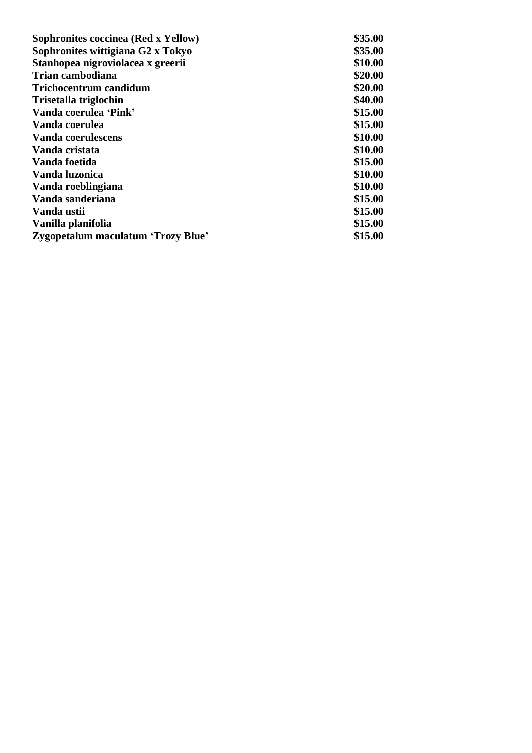| | |
|---|---|
| **Sophronites coccinea (Red x Yellow)** | **$35.00** |
| **Sophronites wittigiana G2 x Tokyo** | **$35.00** |
| **Stanhopea nigroviolacea x greerii** | **$10.00** |
| **Trian cambodiana** | **$20.00** |
| **Trichocentrum candidum** | **$20.00** |
| **Trisetalla triglochin** | **$40.00** |
| **Vanda coerulea ‘Pink’** | **$15.00** |
| **Vanda coerulea** | **$15.00** |
| **Vanda coerulescens** | **$10.00** |
| **Vanda cristata** | **$10.00** |
| **Vanda foetida** | **$15.00** |
| **Vanda luzonica** | **$10.00** |
| **Vanda roeblingiana** | **$10.00** |
| **Vanda sanderiana** | **$15.00** |
| **Vanda ustii** | **$15.00** |
| **Vanilla planifolia** | **$15.00** |
| **Zygopetalum maculatum ‘Trozy Blue’** | **$15.00** |